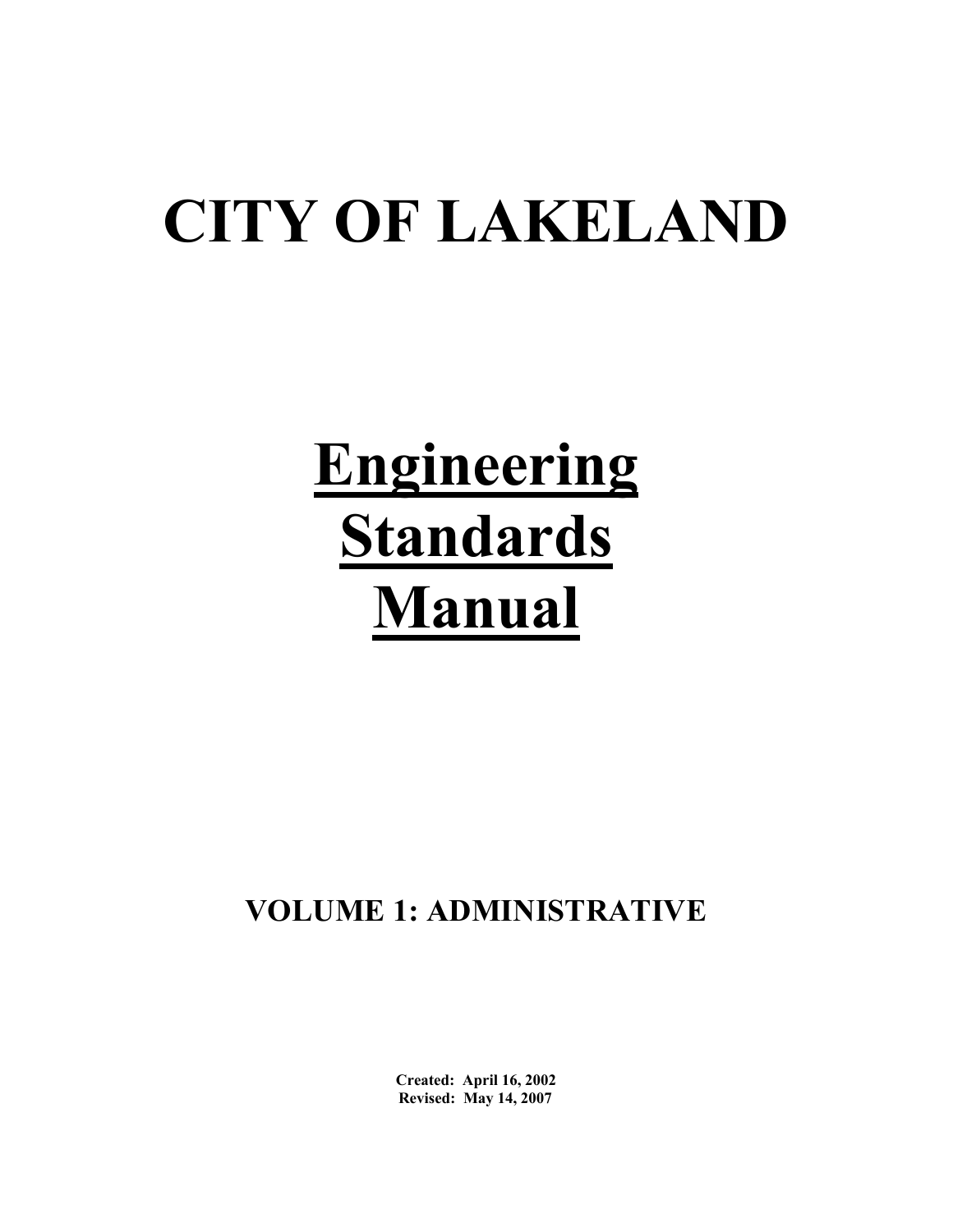# CITY OF LAKELAND

# **Engineering Standards Manual**

## VOLUME 1: ADMINISTRATIVE

**Created: April 16, 2002**
**Revised: May 14, 2007**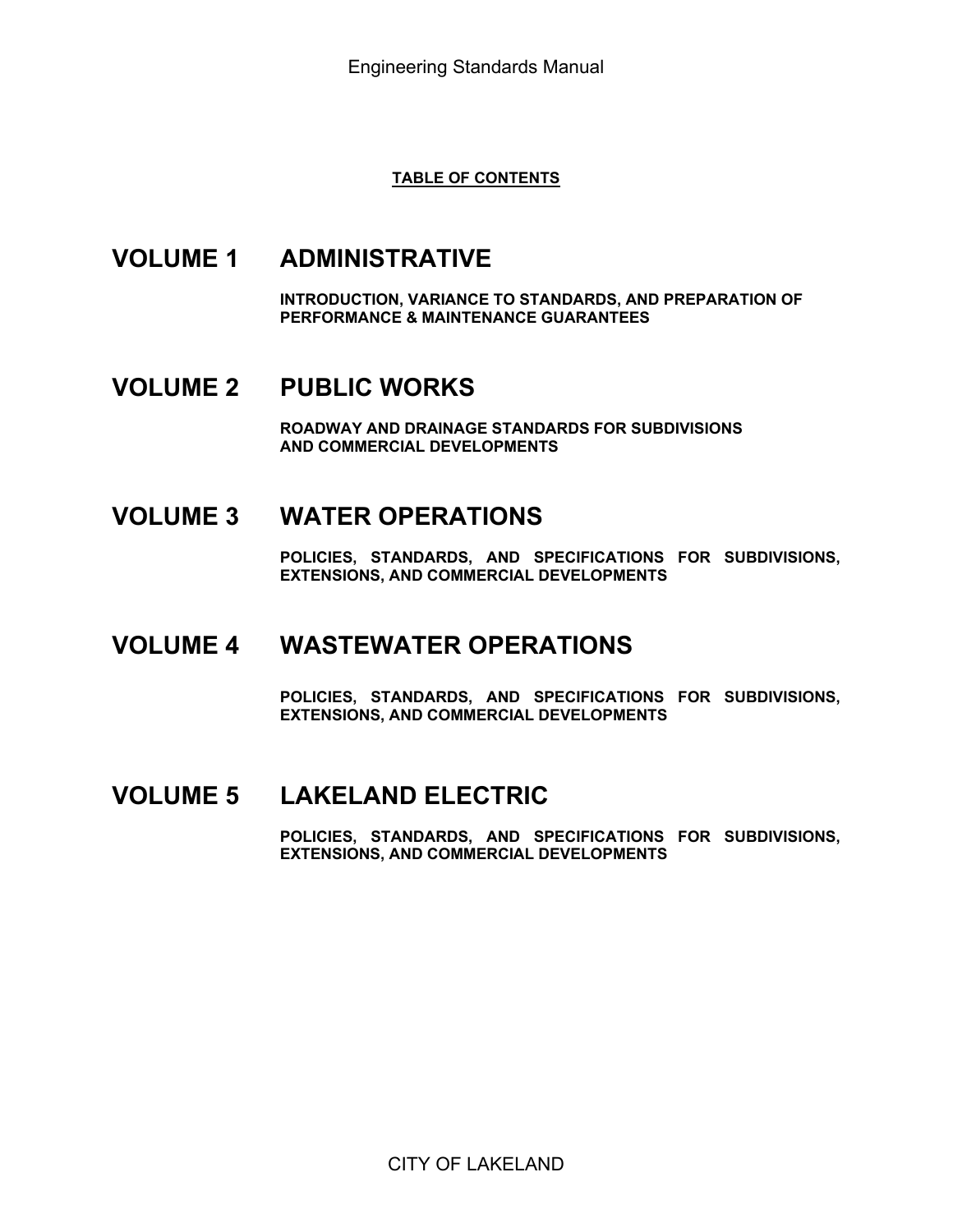**TABLE OF CONTENTS**

## VOLUME 1 ADMINISTRATIVE

**INTRODUCTION, VARIANCE TO STANDARDS, AND PREPARATION OF PERFORMANCE & MAINTENANCE GUARANTEES**

## VOLUME 2 PUBLIC WORKS

**ROADWAY AND DRAINAGE STANDARDS FOR SUBDIVISIONS AND COMMERCIAL DEVELOPMENTS**

## VOLUME 3 WATER OPERATIONS

**POLICIES, STANDARDS, AND SPECIFICATIONS FOR SUBDIVISIONS, EXTENSIONS, AND COMMERCIAL DEVELOPMENTS**

## VOLUME 4 WASTEWATER OPERATIONS

**POLICIES, STANDARDS, AND SPECIFICATIONS FOR SUBDIVISIONS, EXTENSIONS, AND COMMERCIAL DEVELOPMENTS**

## VOLUME 5 LAKELAND ELECTRIC

**POLICIES, STANDARDS, AND SPECIFICATIONS FOR SUBDIVISIONS, EXTENSIONS, AND COMMERCIAL DEVELOPMENTS**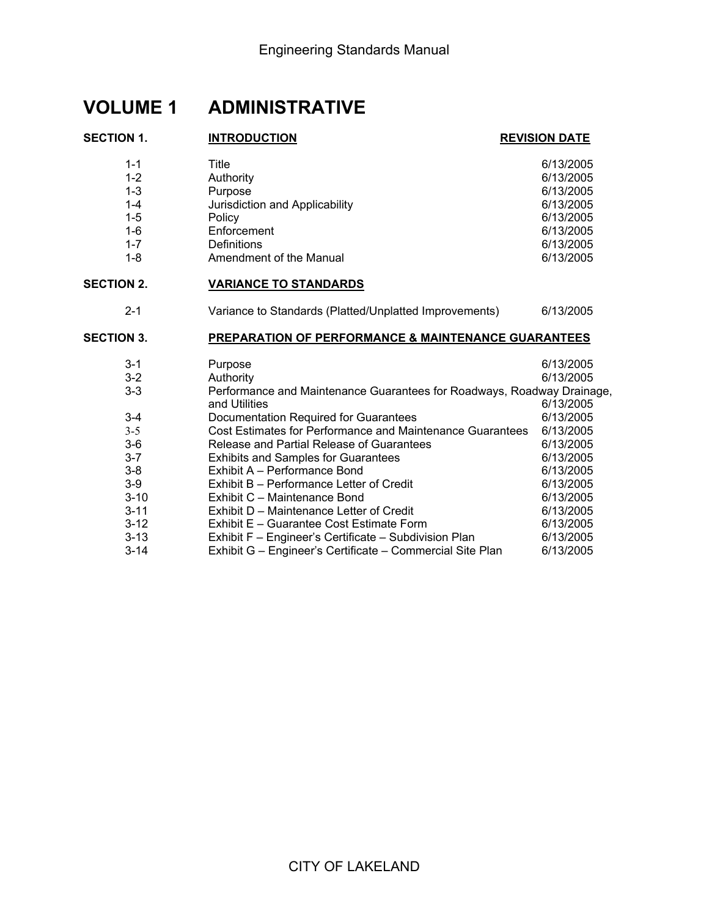# VOLUME 1 ADMINISTRATIVE

| SECTION 1. | INTRODUCTION | REVISION DATE |
|---|---|---|
| 1-1 | Title | 6/13/2005 |
| 1-2 | Authority | 6/13/2005 |
| 1-3 | Purpose | 6/13/2005 |
| 1-4 | Jurisdiction and Applicability | 6/13/2005 |
| 1-5 | Policy | 6/13/2005 |
| 1-6 | Enforcement | 6/13/2005 |
| 1-7 | Definitions | 6/13/2005 |
| 1-8 | Amendment of the Manual | 6/13/2005 |
| **SECTION 2.** | **VARIANCE TO STANDARDS** | |
| 2-1 | Variance to Standards (Platted/Unplatted Improvements) | 6/13/2005 |
| **SECTION 3.** | **PREPARATION OF PERFORMANCE & MAINTENANCE GUARANTEES** | |
| 3-1 | Purpose | 6/13/2005 |
| 3-2 | Authority | 6/13/2005 |
| 3-3 | Performance and Maintenance Guarantees for Roadways, Roadway Drainage, and Utilities | 6/13/2005 |
| 3-4 | Documentation Required for Guarantees | 6/13/2005 |
| 3-5 | Cost Estimates for Performance and Maintenance Guarantees | 6/13/2005 |
| 3-6 | Release and Partial Release of Guarantees | 6/13/2005 |
| 3-7 | Exhibits and Samples for Guarantees | 6/13/2005 |
| 3-8 | Exhibit A – Performance Bond | 6/13/2005 |
| 3-9 | Exhibit B – Performance Letter of Credit | 6/13/2005 |
| 3-10 | Exhibit C – Maintenance Bond | 6/13/2005 |
| 3-11 | Exhibit D – Maintenance Letter of Credit | 6/13/2005 |
| 3-12 | Exhibit E – Guarantee Cost Estimate Form | 6/13/2005 |
| 3-13 | Exhibit F – Engineer's Certificate – Subdivision Plan | 6/13/2005 |
| 3-14 | Exhibit G – Engineer's Certificate – Commercial Site Plan | 6/13/2005 |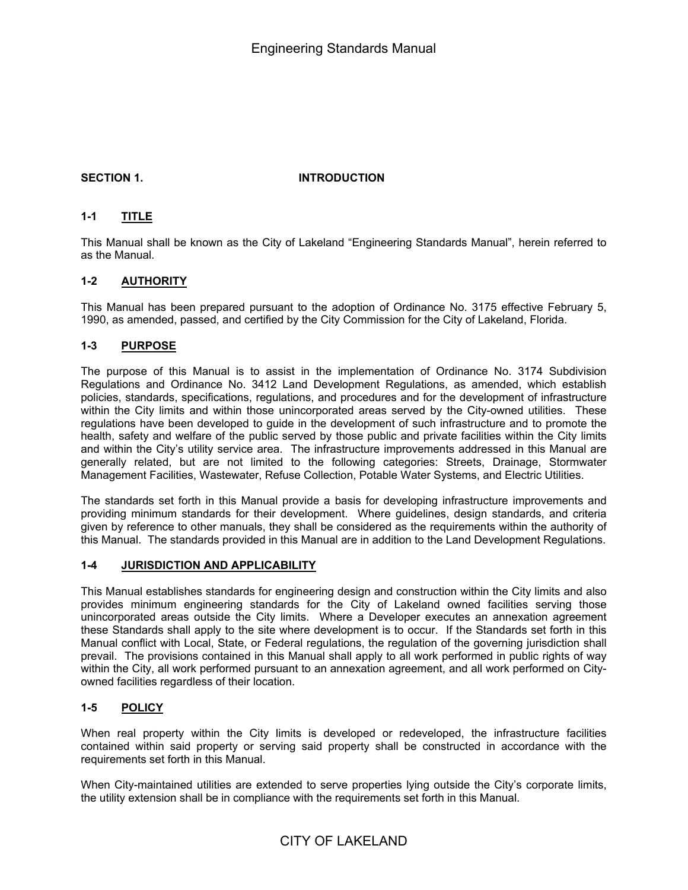## SECTION 1. INTRODUCTION

### 1-1 TITLE

This Manual shall be known as the City of Lakeland "Engineering Standards Manual", herein referred to as the Manual.

### 1-2 AUTHORITY

This Manual has been prepared pursuant to the adoption of Ordinance No. 3175 effective February 5, 1990, as amended, passed, and certified by the City Commission for the City of Lakeland, Florida.

### 1-3 PURPOSE

The purpose of this Manual is to assist in the implementation of Ordinance No. 3174 Subdivision Regulations and Ordinance No. 3412 Land Development Regulations, as amended, which establish policies, standards, specifications, regulations, and procedures and for the development of infrastructure within the City limits and within those unincorporated areas served by the City-owned utilities. These regulations have been developed to guide in the development of such infrastructure and to promote the health, safety and welfare of the public served by those public and private facilities within the City limits and within the City's utility service area. The infrastructure improvements addressed in this Manual are generally related, but are not limited to the following categories: Streets, Drainage, Stormwater Management Facilities, Wastewater, Refuse Collection, Potable Water Systems, and Electric Utilities.

The standards set forth in this Manual provide a basis for developing infrastructure improvements and providing minimum standards for their development. Where guidelines, design standards, and criteria given by reference to other manuals, they shall be considered as the requirements within the authority of this Manual. The standards provided in this Manual are in addition to the Land Development Regulations.

### 1-4 JURISDICTION AND APPLICABILITY

This Manual establishes standards for engineering design and construction within the City limits and also provides minimum engineering standards for the City of Lakeland owned facilities serving those unincorporated areas outside the City limits. Where a Developer executes an annexation agreement these Standards shall apply to the site where development is to occur. If the Standards set forth in this Manual conflict with Local, State, or Federal regulations, the regulation of the governing jurisdiction shall prevail. The provisions contained in this Manual shall apply to all work performed in public rights of way within the City, all work performed pursuant to an annexation agreement, and all work performed on City-owned facilities regardless of their location.

### 1-5 POLICY

When real property within the City limits is developed or redeveloped, the infrastructure facilities contained within said property or serving said property shall be constructed in accordance with the requirements set forth in this Manual.

When City-maintained utilities are extended to serve properties lying outside the City's corporate limits, the utility extension shall be in compliance with the requirements set forth in this Manual.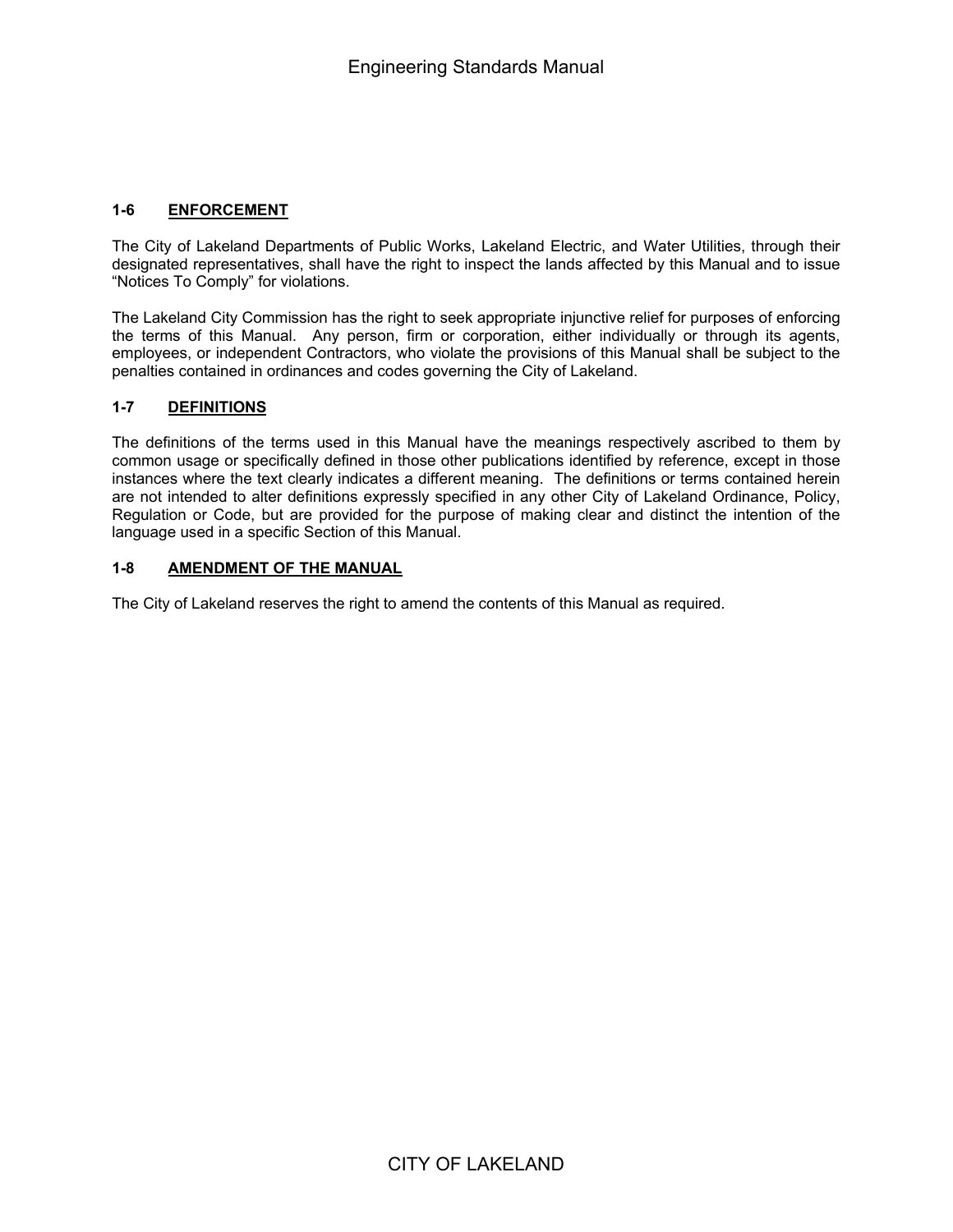## 1-6 ENFORCEMENT

The City of Lakeland Departments of Public Works, Lakeland Electric, and Water Utilities, through their designated representatives, shall have the right to inspect the lands affected by this Manual and to issue "Notices To Comply" for violations.

The Lakeland City Commission has the right to seek appropriate injunctive relief for purposes of enforcing the terms of this Manual. Any person, firm or corporation, either individually or through its agents, employees, or independent Contractors, who violate the provisions of this Manual shall be subject to the penalties contained in ordinances and codes governing the City of Lakeland.

## 1-7 DEFINITIONS

The definitions of the terms used in this Manual have the meanings respectively ascribed to them by common usage or specifically defined in those other publications identified by reference, except in those instances where the text clearly indicates a different meaning. The definitions or terms contained herein are not intended to alter definitions expressly specified in any other City of Lakeland Ordinance, Policy, Regulation or Code, but are provided for the purpose of making clear and distinct the intention of the language used in a specific Section of this Manual.

## 1-8 AMENDMENT OF THE MANUAL

The City of Lakeland reserves the right to amend the contents of this Manual as required.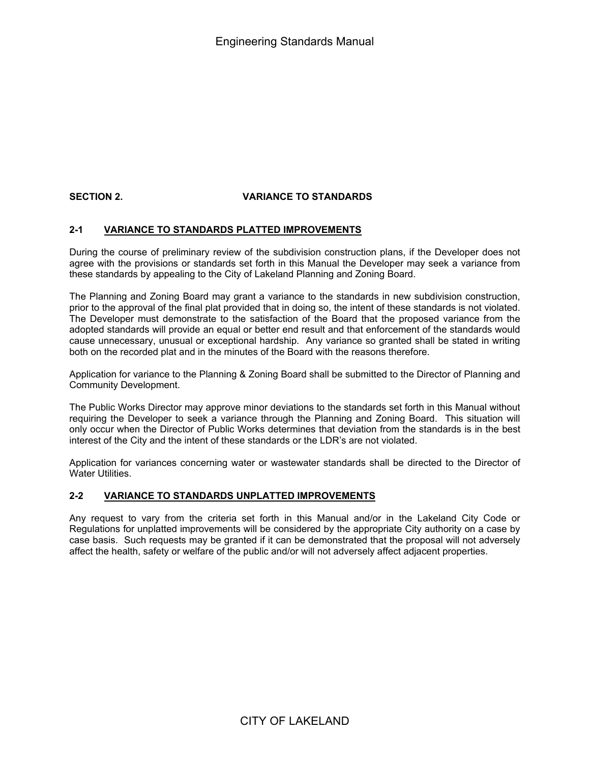## SECTION 2. VARIANCE TO STANDARDS

### 2-1 VARIANCE TO STANDARDS PLATTED IMPROVEMENTS

During the course of preliminary review of the subdivision construction plans, if the Developer does not agree with the provisions or standards set forth in this Manual the Developer may seek a variance from these standards by appealing to the City of Lakeland Planning and Zoning Board.

The Planning and Zoning Board may grant a variance to the standards in new subdivision construction, prior to the approval of the final plat provided that in doing so, the intent of these standards is not violated. The Developer must demonstrate to the satisfaction of the Board that the proposed variance from the adopted standards will provide an equal or better end result and that enforcement of the standards would cause unnecessary, unusual or exceptional hardship. Any variance so granted shall be stated in writing both on the recorded plat and in the minutes of the Board with the reasons therefore.

Application for variance to the Planning & Zoning Board shall be submitted to the Director of Planning and Community Development.

The Public Works Director may approve minor deviations to the standards set forth in this Manual without requiring the Developer to seek a variance through the Planning and Zoning Board. This situation will only occur when the Director of Public Works determines that deviation from the standards is in the best interest of the City and the intent of these standards or the LDR's are not violated.

Application for variances concerning water or wastewater standards shall be directed to the Director of Water Utilities.

### 2-2 VARIANCE TO STANDARDS UNPLATTED IMPROVEMENTS

Any request to vary from the criteria set forth in this Manual and/or in the Lakeland City Code or Regulations for unplatted improvements will be considered by the appropriate City authority on a case by case basis. Such requests may be granted if it can be demonstrated that the proposal will not adversely affect the health, safety or welfare of the public and/or will not adversely affect adjacent properties.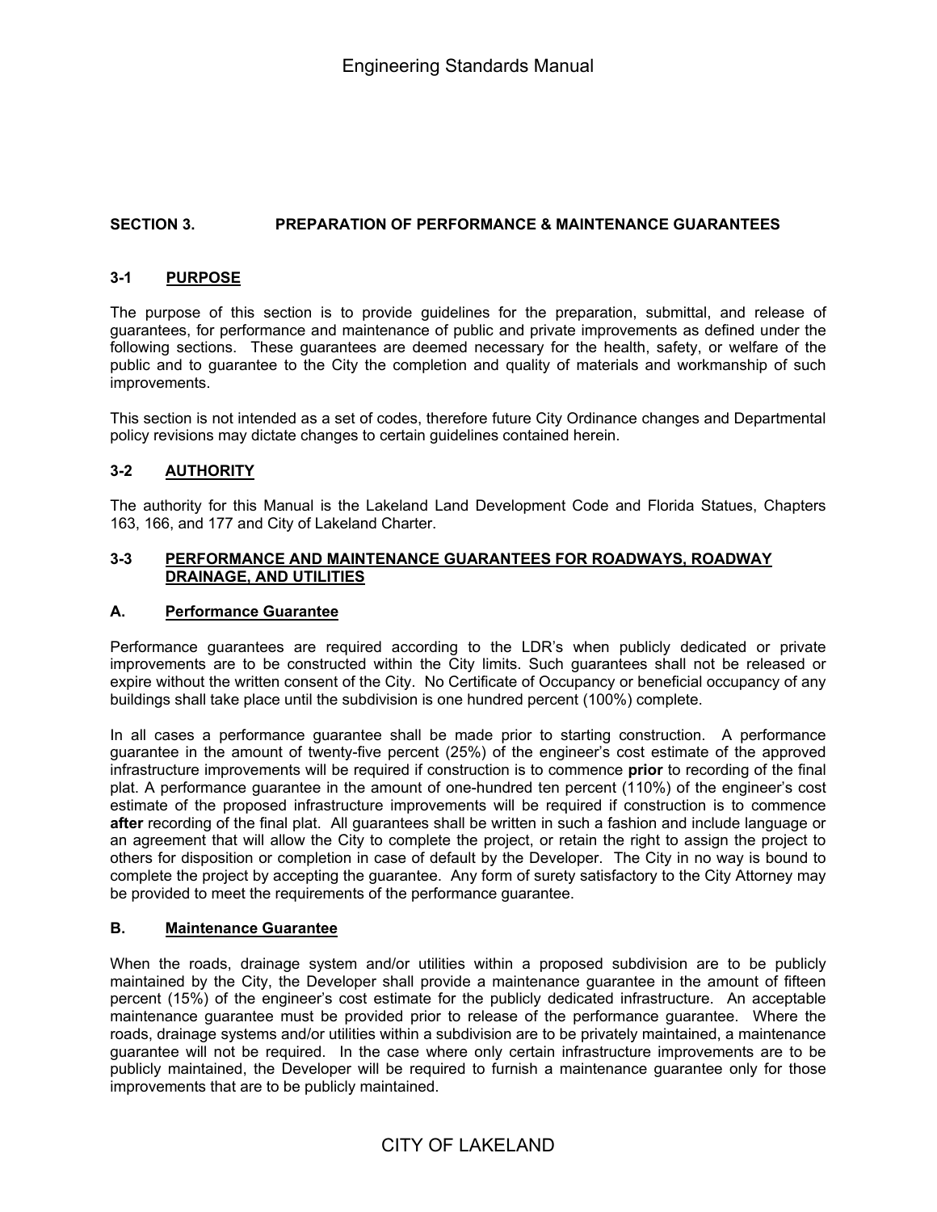## SECTION 3. PREPARATION OF PERFORMANCE & MAINTENANCE GUARANTEES

### 3-1 PURPOSE

The purpose of this section is to provide guidelines for the preparation, submittal, and release of guarantees, for performance and maintenance of public and private improvements as defined under the following sections. These guarantees are deemed necessary for the health, safety, or welfare of the public and to guarantee to the City the completion and quality of materials and workmanship of such improvements.

This section is not intended as a set of codes, therefore future City Ordinance changes and Departmental policy revisions may dictate changes to certain guidelines contained herein.

### 3-2 AUTHORITY

The authority for this Manual is the Lakeland Land Development Code and Florida Statues, Chapters 163, 166, and 177 and City of Lakeland Charter.

### 3-3 PERFORMANCE AND MAINTENANCE GUARANTEES FOR ROADWAYS, ROADWAY DRAINAGE, AND UTILITIES

#### A. Performance Guarantee

Performance guarantees are required according to the LDR's when publicly dedicated or private improvements are to be constructed within the City limits. Such guarantees shall not be released or expire without the written consent of the City. No Certificate of Occupancy or beneficial occupancy of any buildings shall take place until the subdivision is one hundred percent (100%) complete.

In all cases a performance guarantee shall be made prior to starting construction. A performance guarantee in the amount of twenty-five percent (25%) of the engineer's cost estimate of the approved infrastructure improvements will be required if construction is to commence **prior** to recording of the final plat. A performance guarantee in the amount of one-hundred ten percent (110%) of the engineer's cost estimate of the proposed infrastructure improvements will be required if construction is to commence **after** recording of the final plat. All guarantees shall be written in such a fashion and include language or an agreement that will allow the City to complete the project, or retain the right to assign the project to others for disposition or completion in case of default by the Developer. The City in no way is bound to complete the project by accepting the guarantee. Any form of surety satisfactory to the City Attorney may be provided to meet the requirements of the performance guarantee.

#### B. Maintenance Guarantee

When the roads, drainage system and/or utilities within a proposed subdivision are to be publicly maintained by the City, the Developer shall provide a maintenance guarantee in the amount of fifteen percent (15%) of the engineer's cost estimate for the publicly dedicated infrastructure. An acceptable maintenance guarantee must be provided prior to release of the performance guarantee. Where the roads, drainage systems and/or utilities within a subdivision are to be privately maintained, a maintenance guarantee will not be required. In the case where only certain infrastructure improvements are to be publicly maintained, the Developer will be required to furnish a maintenance guarantee only for those improvements that are to be publicly maintained.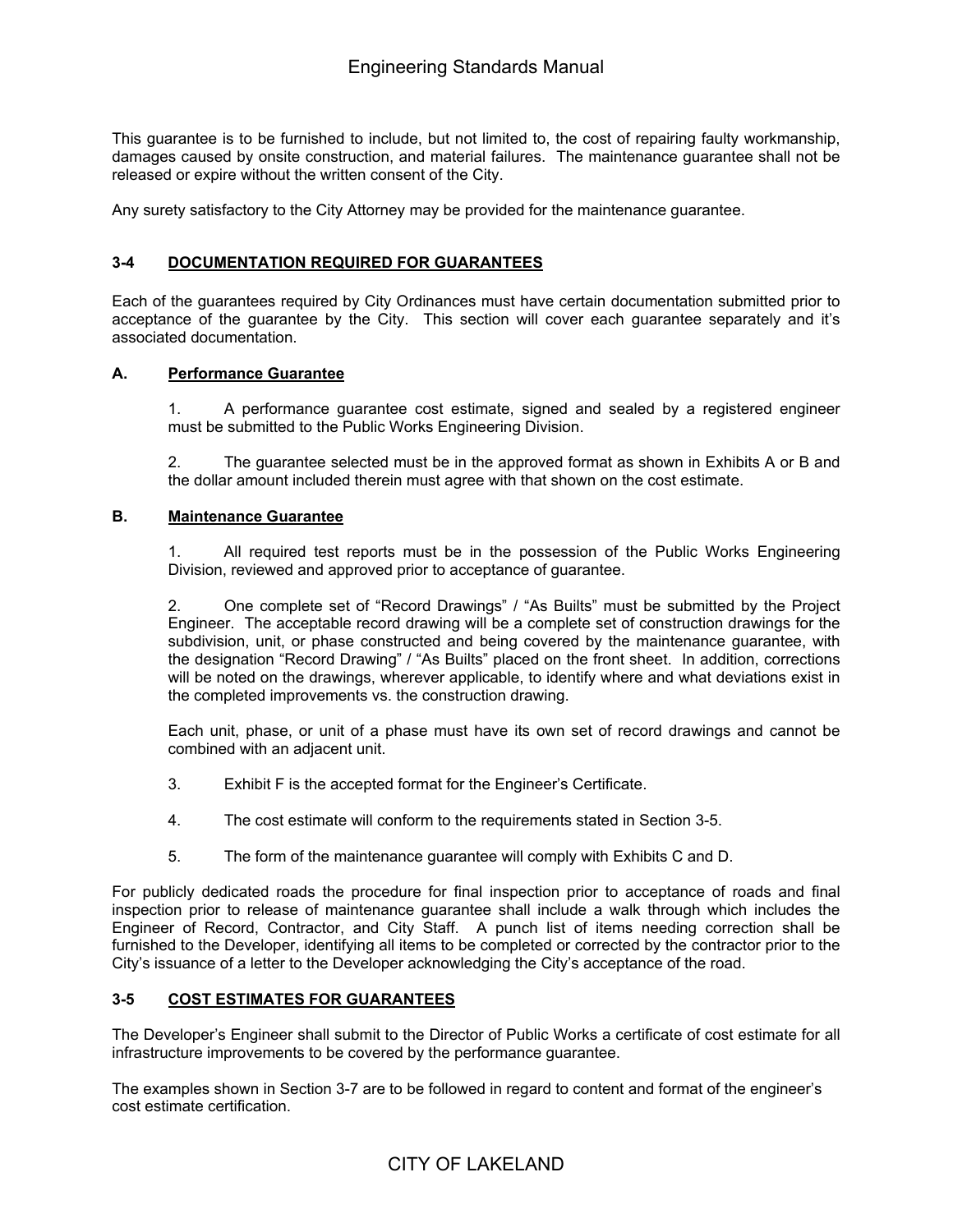This guarantee is to be furnished to include, but not limited to, the cost of repairing faulty workmanship, damages caused by onsite construction, and material failures. The maintenance guarantee shall not be released or expire without the written consent of the City.

Any surety satisfactory to the City Attorney may be provided for the maintenance guarantee.

## 3-4 DOCUMENTATION REQUIRED FOR GUARANTEES

Each of the guarantees required by City Ordinances must have certain documentation submitted prior to acceptance of the guarantee by the City. This section will cover each guarantee separately and it's associated documentation.

### A. Performance Guarantee

1. A performance guarantee cost estimate, signed and sealed by a registered engineer must be submitted to the Public Works Engineering Division.

2. The guarantee selected must be in the approved format as shown in Exhibits A or B and the dollar amount included therein must agree with that shown on the cost estimate.

### B. Maintenance Guarantee

1. All required test reports must be in the possession of the Public Works Engineering Division, reviewed and approved prior to acceptance of guarantee.

2. One complete set of "Record Drawings" / "As Builts" must be submitted by the Project Engineer. The acceptable record drawing will be a complete set of construction drawings for the subdivision, unit, or phase constructed and being covered by the maintenance guarantee, with the designation "Record Drawing" / "As Builts" placed on the front sheet. In addition, corrections will be noted on the drawings, wherever applicable, to identify where and what deviations exist in the completed improvements vs. the construction drawing.

   Each unit, phase, or unit of a phase must have its own set of record drawings and cannot be combined with an adjacent unit.

3. Exhibit F is the accepted format for the Engineer's Certificate.

4. The cost estimate will conform to the requirements stated in Section 3-5.

5. The form of the maintenance guarantee will comply with Exhibits C and D.

For publicly dedicated roads the procedure for final inspection prior to acceptance of roads and final inspection prior to release of maintenance guarantee shall include a walk through which includes the Engineer of Record, Contractor, and City Staff. A punch list of items needing correction shall be furnished to the Developer, identifying all items to be completed or corrected by the contractor prior to the City's issuance of a letter to the Developer acknowledging the City's acceptance of the road.

## 3-5 COST ESTIMATES FOR GUARANTEES

The Developer's Engineer shall submit to the Director of Public Works a certificate of cost estimate for all infrastructure improvements to be covered by the performance guarantee.

The examples shown in Section 3-7 are to be followed in regard to content and format of the engineer's cost estimate certification.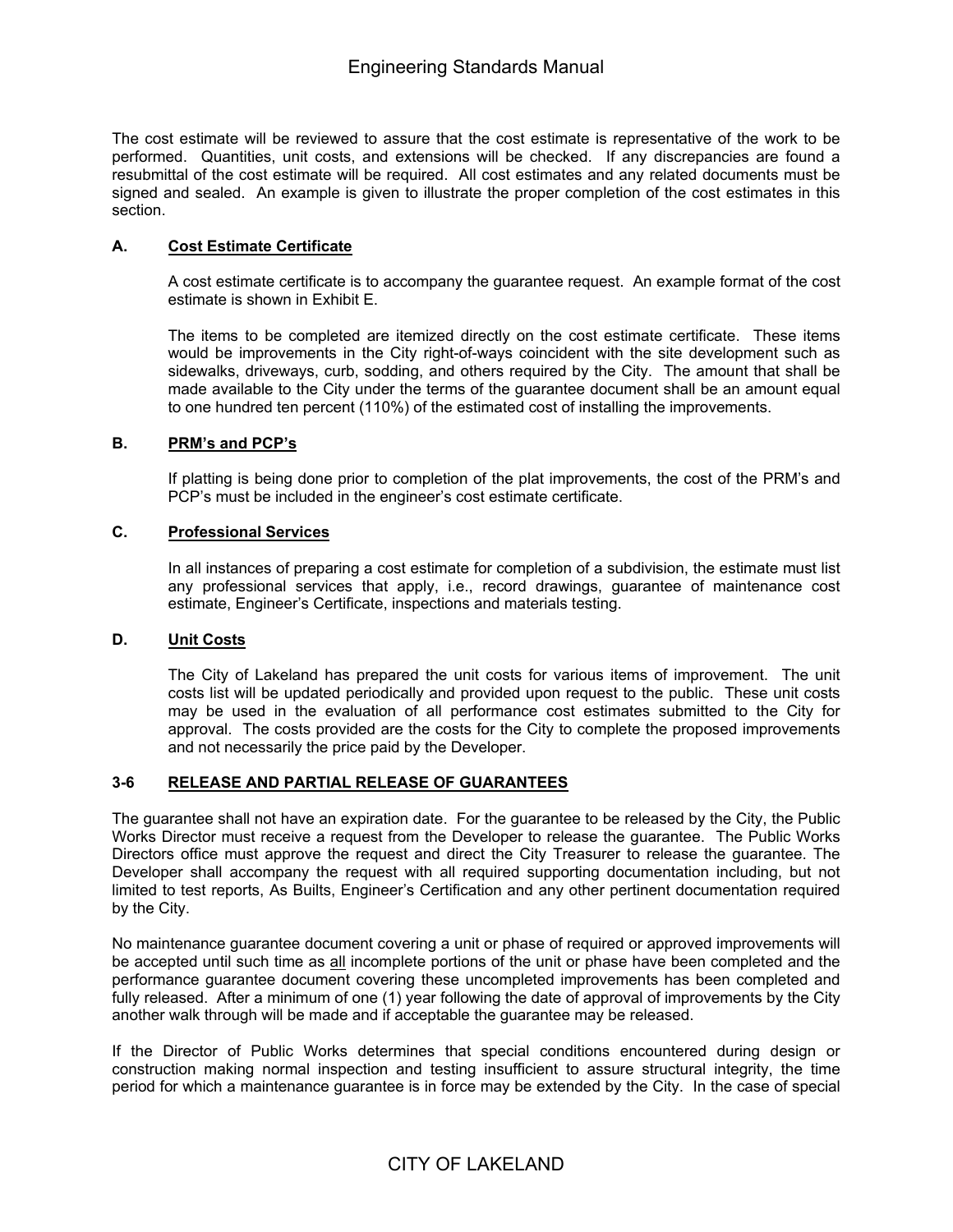The cost estimate will be reviewed to assure that the cost estimate is representative of the work to be performed. Quantities, unit costs, and extensions will be checked. If any discrepancies are found a resubmittal of the cost estimate will be required. All cost estimates and any related documents must be signed and sealed. An example is given to illustrate the proper completion of the cost estimates in this section.

### A. Cost Estimate Certificate

A cost estimate certificate is to accompany the guarantee request. An example format of the cost estimate is shown in Exhibit E.

The items to be completed are itemized directly on the cost estimate certificate. These items would be improvements in the City right-of-ways coincident with the site development such as sidewalks, driveways, curb, sodding, and others required by the City. The amount that shall be made available to the City under the terms of the guarantee document shall be an amount equal to one hundred ten percent (110%) of the estimated cost of installing the improvements.

### B. PRM's and PCP's

If platting is being done prior to completion of the plat improvements, the cost of the PRM's and PCP's must be included in the engineer's cost estimate certificate.

### C. Professional Services

In all instances of preparing a cost estimate for completion of a subdivision, the estimate must list any professional services that apply, i.e., record drawings, guarantee of maintenance cost estimate, Engineer's Certificate, inspections and materials testing.

### D. Unit Costs

The City of Lakeland has prepared the unit costs for various items of improvement. The unit costs list will be updated periodically and provided upon request to the public. These unit costs may be used in the evaluation of all performance cost estimates submitted to the City for approval. The costs provided are the costs for the City to complete the proposed improvements and not necessarily the price paid by the Developer.

## 3-6 RELEASE AND PARTIAL RELEASE OF GUARANTEES

The guarantee shall not have an expiration date. For the guarantee to be released by the City, the Public Works Director must receive a request from the Developer to release the guarantee. The Public Works Directors office must approve the request and direct the City Treasurer to release the guarantee. The Developer shall accompany the request with all required supporting documentation including, but not limited to test reports, As Builts, Engineer's Certification and any other pertinent documentation required by the City.

No maintenance guarantee document covering a unit or phase of required or approved improvements will be accepted until such time as all incomplete portions of the unit or phase have been completed and the performance guarantee document covering these uncompleted improvements has been completed and fully released. After a minimum of one (1) year following the date of approval of improvements by the City another walk through will be made and if acceptable the guarantee may be released.

If the Director of Public Works determines that special conditions encountered during design or construction making normal inspection and testing insufficient to assure structural integrity, the time period for which a maintenance guarantee is in force may be extended by the City. In the case of special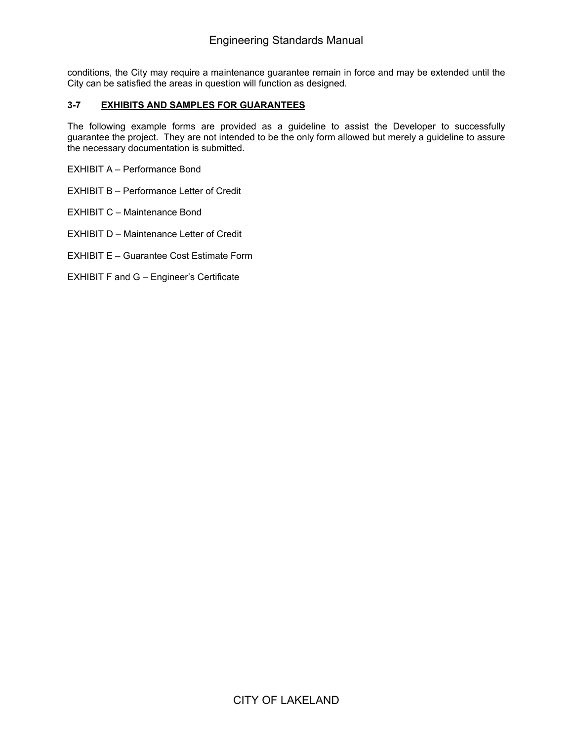conditions, the City may require a maintenance guarantee remain in force and may be extended until the City can be satisfied the areas in question will function as designed.

## 3-7 EXHIBITS AND SAMPLES FOR GUARANTEES

The following example forms are provided as a guideline to assist the Developer to successfully guarantee the project. They are not intended to be the only form allowed but merely a guideline to assure the necessary documentation is submitted.

EXHIBIT A – Performance Bond

EXHIBIT B – Performance Letter of Credit

EXHIBIT C – Maintenance Bond

EXHIBIT D – Maintenance Letter of Credit

EXHIBIT E – Guarantee Cost Estimate Form

EXHIBIT F and G – Engineer's Certificate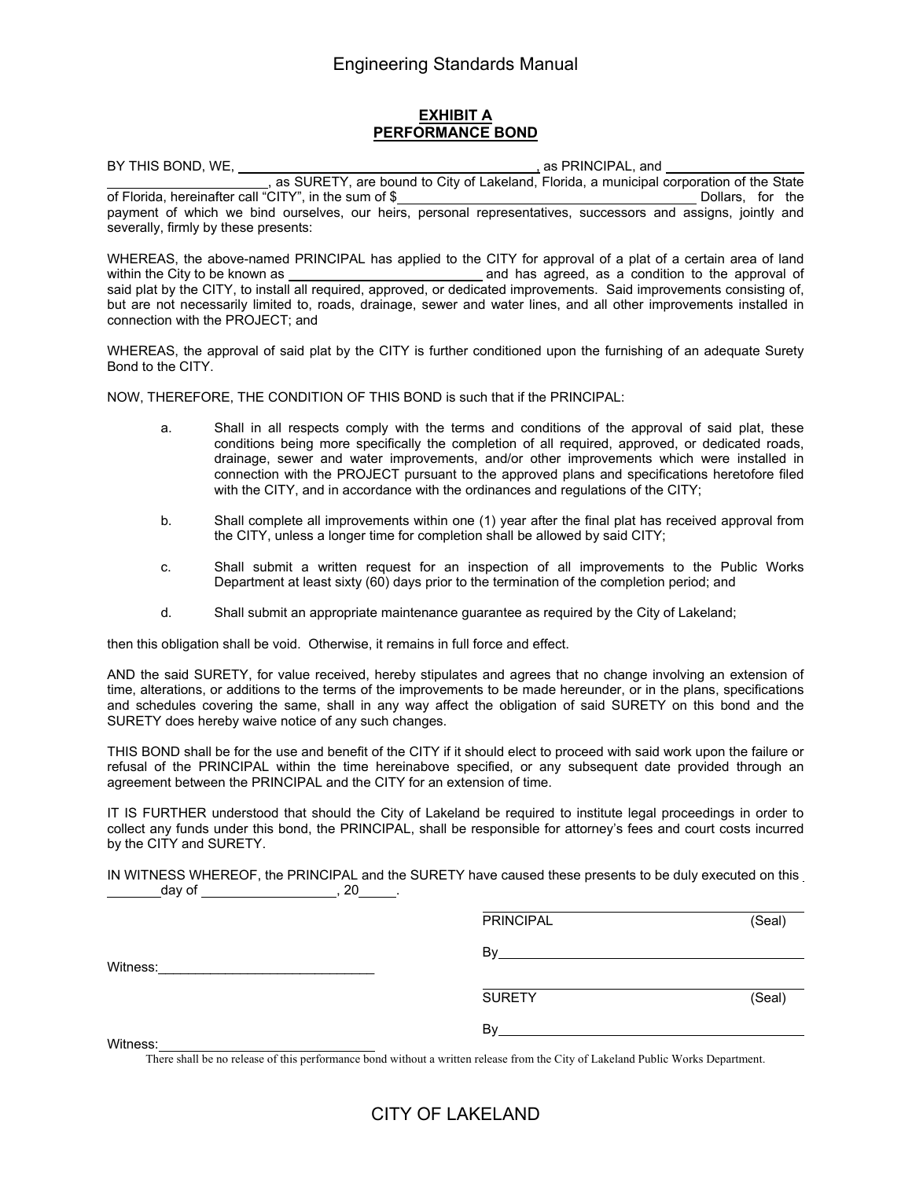# EXHIBIT A
# PERFORMANCE BOND

BY THIS BOND, WE, ________________________________________, as PRINCIPAL, and ____________________ ____________________, as SURETY, are bound to City of Lakeland, Florida, a municipal corporation of the State of Florida, hereinafter call "CITY", in the sum of $________________________________________ Dollars, for the payment of which we bind ourselves, our heirs, personal representatives, successors and assigns, jointly and severally, firmly by these presents:

WHEREAS, the above-named PRINCIPAL has applied to the CITY for approval of a plat of a certain area of land within the City to be known as __________________________ and has agreed, as a condition to the approval of said plat by the CITY, to install all required, approved, or dedicated improvements. Said improvements consisting of, but are not necessarily limited to, roads, drainage, sewer and water lines, and all other improvements installed in connection with the PROJECT; and

WHEREAS, the approval of said plat by the CITY is further conditioned upon the furnishing of an adequate Surety Bond to the CITY.

NOW, THEREFORE, THE CONDITION OF THIS BOND is such that if the PRINCIPAL:

a. Shall in all respects comply with the terms and conditions of the approval of said plat, these conditions being more specifically the completion of all required, approved, or dedicated roads, drainage, sewer and water improvements, and/or other improvements which were installed in connection with the PROJECT pursuant to the approved plans and specifications heretofore filed with the CITY, and in accordance with the ordinances and regulations of the CITY;

b. Shall complete all improvements within one (1) year after the final plat has received approval from the CITY, unless a longer time for completion shall be allowed by said CITY;

c. Shall submit a written request for an inspection of all improvements to the Public Works Department at least sixty (60) days prior to the termination of the completion period; and

d. Shall submit an appropriate maintenance guarantee as required by the City of Lakeland;

then this obligation shall be void. Otherwise, it remains in full force and effect.

AND the said SURETY, for value received, hereby stipulates and agrees that no change involving an extension of time, alterations, or additions to the terms of the improvements to be made hereunder, or in the plans, specifications and schedules covering the same, shall in any way affect the obligation of said SURETY on this bond and the SURETY does hereby waive notice of any such changes.

THIS BOND shall be for the use and benefit of the CITY if it should elect to proceed with said work upon the failure or refusal of the PRINCIPAL within the time hereinabove specified, or any subsequent date provided through an agreement between the PRINCIPAL and the CITY for an extension of time.

IT IS FURTHER understood that should the City of Lakeland be required to institute legal proceedings in order to collect any funds under this bond, the PRINCIPAL, shall be responsible for attorney's fees and court costs incurred by the CITY and SURETY.

IN WITNESS WHEREOF, the PRINCIPAL and the SURETY have caused these presents to be duly executed on this ________ day of __________________, 20_____.

________________________________________
PRINCIPAL (Seal)

By________________________________________

Witness:_____________________________

________________________________________
SURETY (Seal)

By________________________________________

Witness:_____________________________

There shall be no release of this performance bond without a written release from the City of Lakeland Public Works Department.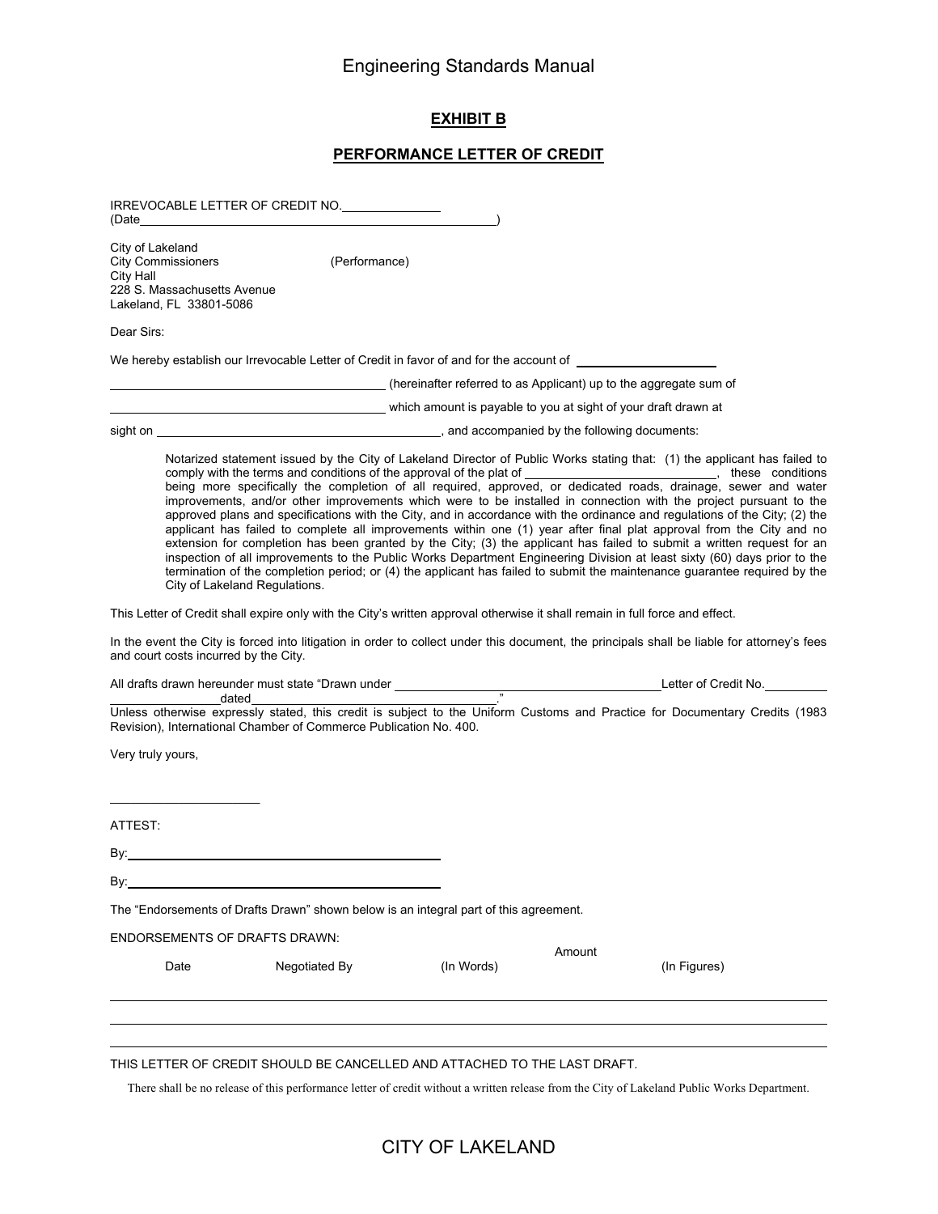## EXHIBIT B

## PERFORMANCE LETTER OF CREDIT

IRREVOCABLE LETTER OF CREDIT NO.______________
(Date__________________________________________________)

City of Lakeland
City Commissioners (Performance)
City Hall
228 S. Massachusetts Avenue
Lakeland, FL 33801-5086

Dear Sirs:

We hereby establish our Irrevocable Letter of Credit in favor of and for the account of ____________________

________________________________________ (hereinafter referred to as Applicant) up to the aggregate sum of

________________________________________ which amount is payable to you at sight of your draft drawn at

sight on ________________________________________, and accompanied by the following documents:

> Notarized statement issued by the City of Lakeland Director of Public Works stating that: (1) the applicant has failed to comply with the terms and conditions of the approval of the plat of ___________________________, these conditions being more specifically the completion of all required, approved, or dedicated roads, drainage, sewer and water improvements, and/or other improvements which were to be installed in connection with the project pursuant to the approved plans and specifications with the City, and in accordance with the ordinance and regulations of the City; (2) the applicant has failed to complete all improvements within one (1) year after final plat approval from the City and no extension for completion has been granted by the City; (3) the applicant has failed to submit a written request for an inspection of all improvements to the Public Works Department Engineering Division at least sixty (60) days prior to the termination of the completion period; or (4) the applicant has failed to submit the maintenance guarantee required by the City of Lakeland Regulations.

This Letter of Credit shall expire only with the City's written approval otherwise it shall remain in full force and effect.

In the event the City is forced into litigation in order to collect under this document, the principals shall be liable for attorney's fees and court costs incurred by the City.

All drafts drawn hereunder must state "Drawn under ________________________________________ Letter of Credit No.__________ ________________dated____________________________________."

Unless otherwise expressly stated, this credit is subject to the Uniform Customs and Practice for Documentary Credits (1983 Revision), International Chamber of Commerce Publication No. 400.

Very truly yours,

______________________

ATTEST:

By:________________________________________

By:________________________________________

The "Endorsements of Drafts Drawn" shown below is an integral part of this agreement.

ENDORSEMENTS OF DRAFTS DRAWN:

| Date | Negotiated By | Amount (In Words) | Amount (In Figures) |
|---|---|---|---|
| | | | |
| | | | |
| | | | |

THIS LETTER OF CREDIT SHOULD BE CANCELLED AND ATTACHED TO THE LAST DRAFT.

There shall be no release of this performance letter of credit without a written release from the City of Lakeland Public Works Department.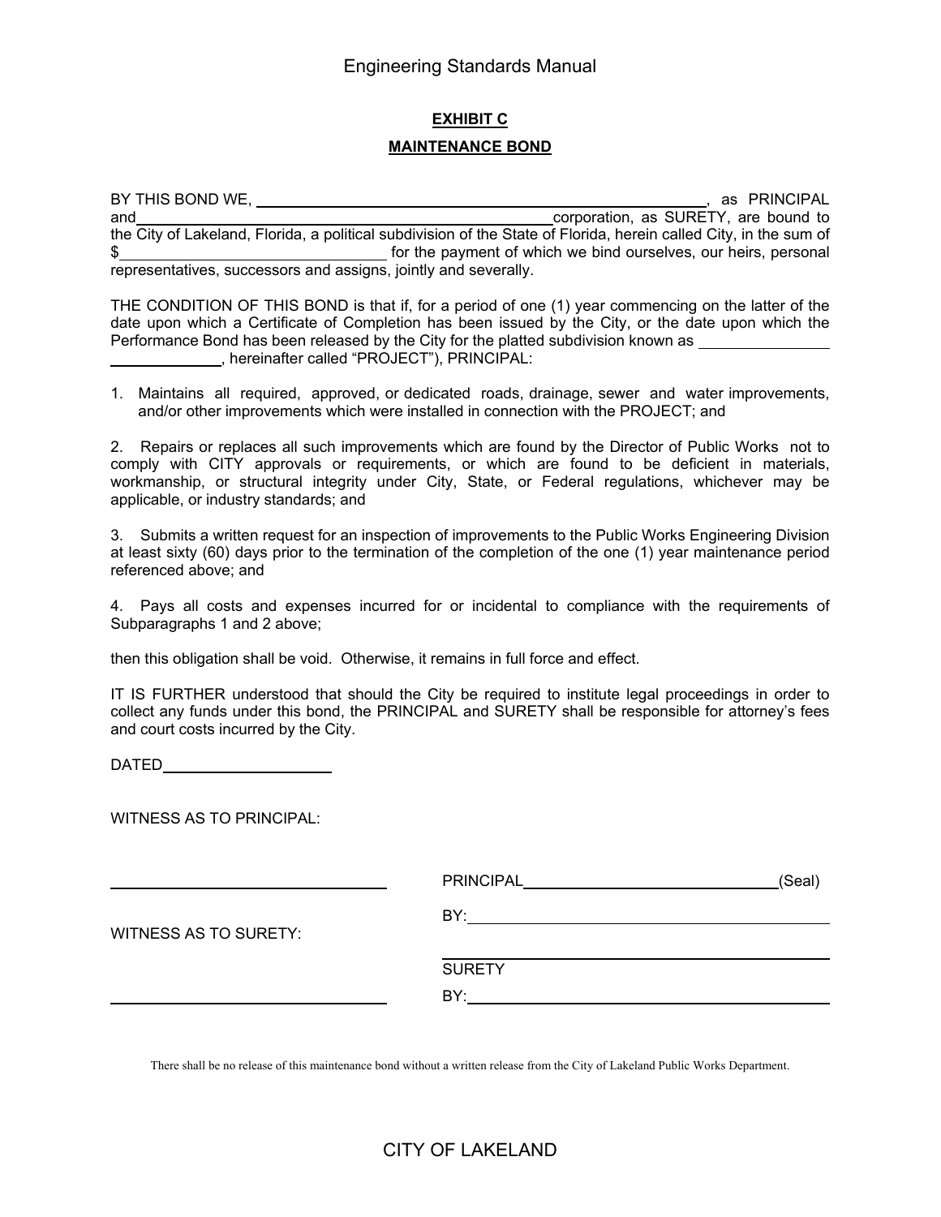# EXHIBIT C

## MAINTENANCE BOND

BY THIS BOND WE, ______________________________________________, as PRINCIPAL and____________________________________________corporation, as SURETY, are bound to the City of Lakeland, Florida, a political subdivision of the State of Florida, herein called City, in the sum of $__________________________ for the payment of which we bind ourselves, our heirs, personal representatives, successors and assigns, jointly and severally.

THE CONDITION OF THIS BOND is that if, for a period of one (1) year commencing on the latter of the date upon which a Certificate of Completion has been issued by the City, or the date upon which the Performance Bond has been released by the City for the platted subdivision known as ______________ ____________, hereinafter called "PROJECT"), PRINCIPAL:

1. Maintains all required, approved, or dedicated roads, drainage, sewer and water improvements, and/or other improvements which were installed in connection with the PROJECT; and

2. Repairs or replaces all such improvements which are found by the Director of Public Works not to comply with CITY approvals or requirements, or which are found to be deficient in materials, workmanship, or structural integrity under City, State, or Federal regulations, whichever may be applicable, or industry standards; and

3. Submits a written request for an inspection of improvements to the Public Works Engineering Division at least sixty (60) days prior to the termination of the completion of the one (1) year maintenance period referenced above; and

4. Pays all costs and expenses incurred for or incidental to compliance with the requirements of Subparagraphs 1 and 2 above;

then this obligation shall be void. Otherwise, it remains in full force and effect.

IT IS FURTHER understood that should the City be required to institute legal proceedings in order to collect any funds under this bond, the PRINCIPAL and SURETY shall be responsible for attorney's fees and court costs incurred by the City.

DATED____________________

WITNESS AS TO PRINCIPAL:

______________________________ PRINCIPAL____________________________(Seal)

BY:________________________________________

WITNESS AS TO SURETY:

________________________________________

SURETY

______________________________ BY:________________________________________

There shall be no release of this maintenance bond without a written release from the City of Lakeland Public Works Department.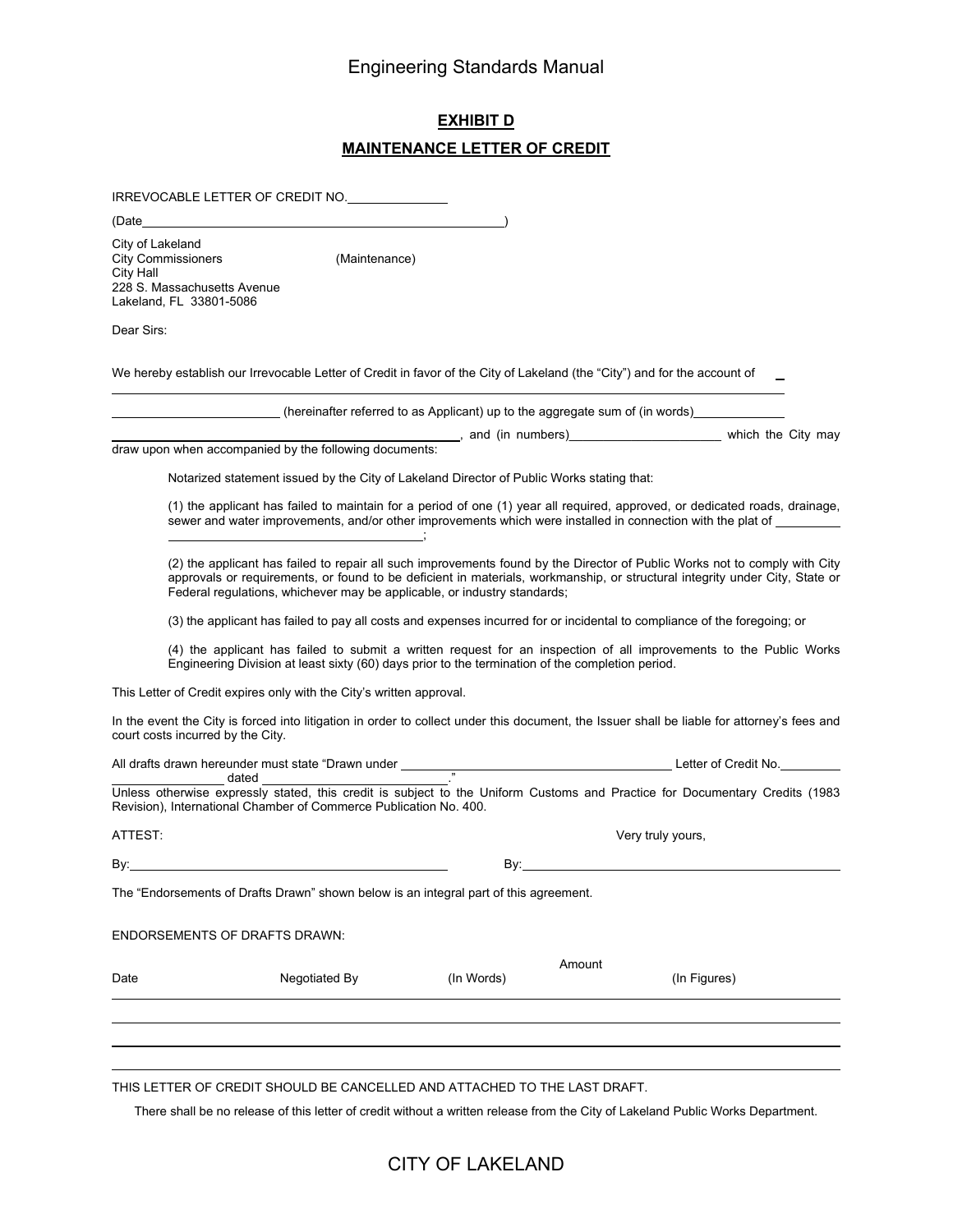## EXHIBIT D

## MAINTENANCE LETTER OF CREDIT

IRREVOCABLE LETTER OF CREDIT NO.______________

(Date______________________________________________________)

City of Lakeland
City Commissioners (Maintenance)
City Hall
228 S. Massachusetts Avenue
Lakeland, FL 33801-5086

Dear Sirs:

We hereby establish our Irrevocable Letter of Credit in favor of the City of Lakeland (the "City") and for the account of _______________________________________________ (hereinafter referred to as Applicant) up to the aggregate sum of (in words)_______________________________________________, and (in numbers)_______________________ which the City may draw upon when accompanied by the following documents:

> Notarized statement issued by the City of Lakeland Director of Public Works stating that:
>
> (1) the applicant has failed to maintain for a period of one (1) year all required, approved, or dedicated roads, drainage, sewer and water improvements, and/or other improvements which were installed in connection with the plat of ___________________________________________;
>
> (2) the applicant has failed to repair all such improvements found by the Director of Public Works not to comply with City approvals or requirements, or found to be deficient in materials, workmanship, or structural integrity under City, State or Federal regulations, whichever may be applicable, or industry standards;
>
> (3) the applicant has failed to pay all costs and expenses incurred for or incidental to compliance of the foregoing; or
>
> (4) the applicant has failed to submit a written request for an inspection of all improvements to the Public Works Engineering Division at least sixty (60) days prior to the termination of the completion period.

This Letter of Credit expires only with the City's written approval.

In the event the City is forced into litigation in order to collect under this document, the Issuer shall be liable for attorney's fees and court costs incurred by the City.

All drafts drawn hereunder must state "Drawn under ________________________________________ Letter of Credit No.__________________________ dated ___________________________."

Unless otherwise expressly stated, this credit is subject to the Uniform Customs and Practice for Documentary Credits (1983 Revision), International Chamber of Commerce Publication No. 400.

ATTEST: Very truly yours,

By:_______________________________________ By:_______________________________________

The "Endorsements of Drafts Drawn" shown below is an integral part of this agreement.

ENDORSEMENTS OF DRAFTS DRAWN:

| Date | Negotiated By | Amount (In Words) | Amount (In Figures) |
|---|---|---|---|
| | | | |
| | | | |
| | | | |
| | | | |

THIS LETTER OF CREDIT SHOULD BE CANCELLED AND ATTACHED TO THE LAST DRAFT.

There shall be no release of this letter of credit without a written release from the City of Lakeland Public Works Department.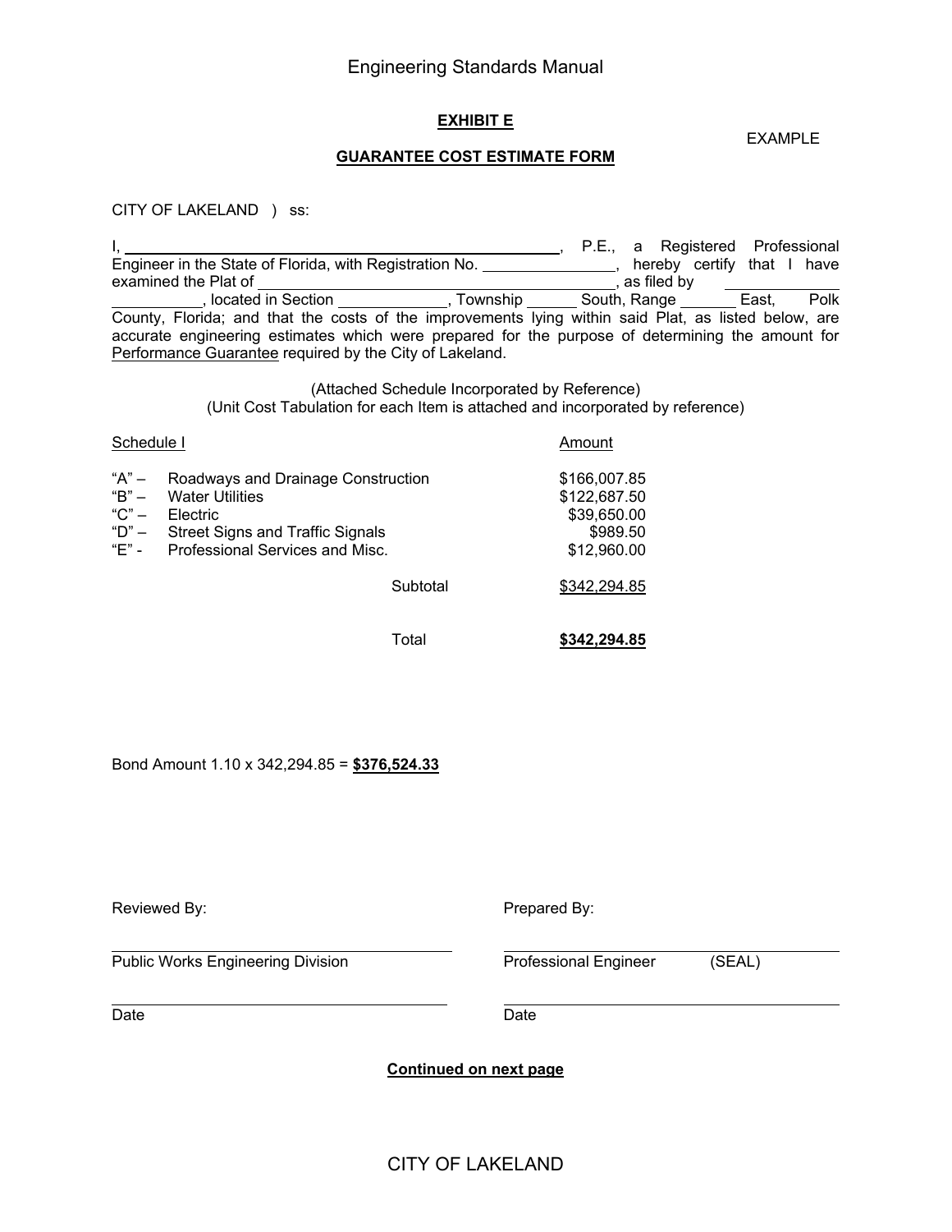## EXHIBIT E

EXAMPLE

## GUARANTEE COST ESTIMATE FORM

CITY OF LAKELAND ) ss:

I, ______________________________________________________, P.E., a Registered Professional Engineer in the State of Florida, with Registration No. _______________, hereby certify that I have examined the Plat of ____________________________________________, as filed by ______________________, located in Section _____________, Township ______ South, Range _______ East, Polk County, Florida; and that the costs of the improvements lying within said Plat, as listed below, are accurate engineering estimates which were prepared for the purpose of determining the amount for Performance Guarantee required by the City of Lakeland.

(Attached Schedule Incorporated by Reference)
(Unit Cost Tabulation for each Item is attached and incorporated by reference)

| Schedule I | | Amount |
|---|---|---|
| "A" – | Roadways and Drainage Construction | $166,007.85 |
| "B" – | Water Utilities | $122,687.50 |
| "C" – | Electric | $39,650.00 |
| "D" – | Street Signs and Traffic Signals | $989.50 |
| "E" - | Professional Services and Misc. | $12,960.00 |
| | Subtotal | $342,294.85 |
| | Total | **$342,294.85** |

Bond Amount 1.10 x 342,294.85 = **$376,524.33**

Reviewed By:

______________________________
Public Works Engineering Division

______________________________
Date

Prepared By:

______________________________
Professional Engineer (SEAL)

______________________________
Date

**Continued on next page**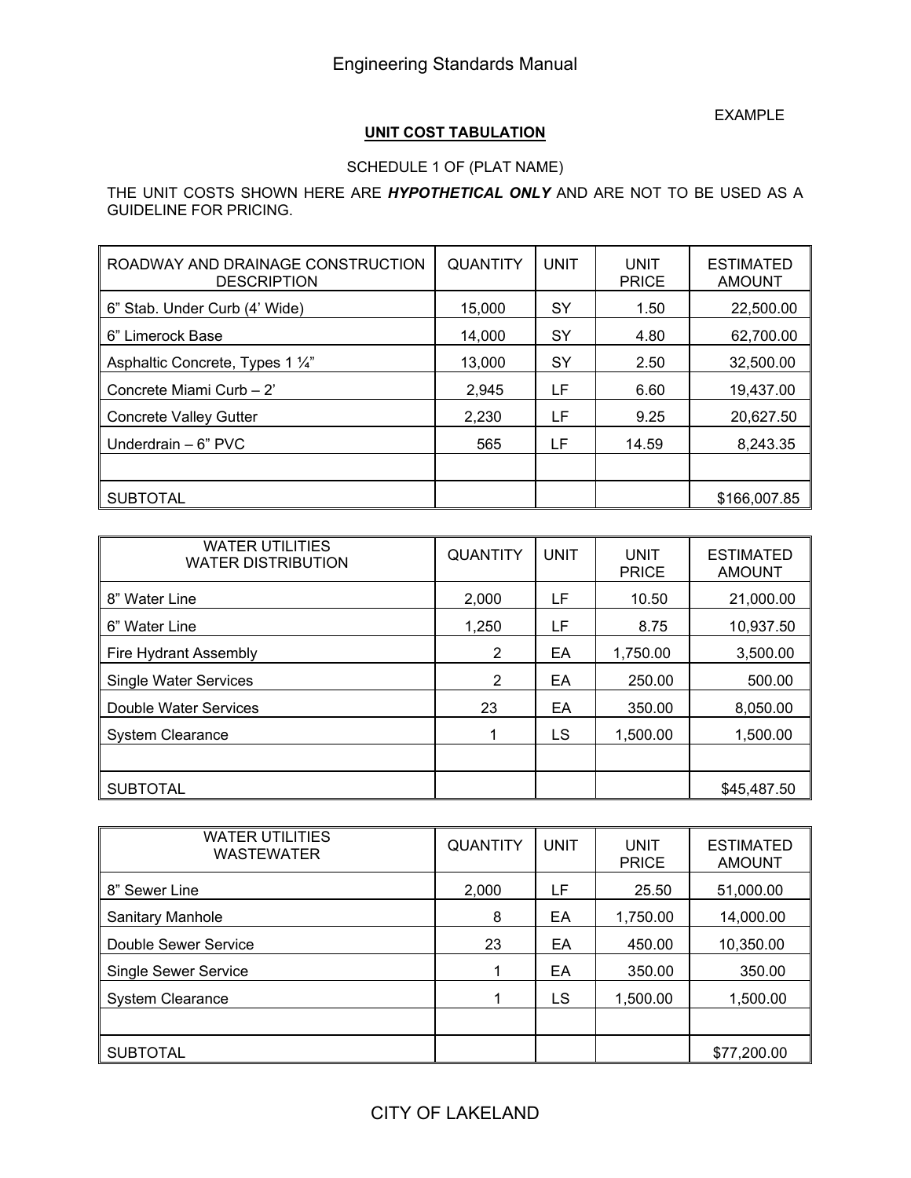EXAMPLE

## UNIT COST TABULATION

SCHEDULE 1 OF (PLAT NAME)

THE UNIT COSTS SHOWN HERE ARE ***HYPOTHETICAL ONLY*** AND ARE NOT TO BE USED AS A GUIDELINE FOR PRICING.

| ROADWAY AND DRAINAGE CONSTRUCTION DESCRIPTION | QUANTITY | UNIT | UNIT PRICE | ESTIMATED AMOUNT |
|---|---|---|---|---|
| 6" Stab. Under Curb (4' Wide) | 15,000 | SY | 1.50 | 22,500.00 |
| 6" Limerock Base | 14,000 | SY | 4.80 | 62,700.00 |
| Asphaltic Concrete, Types 1 ¼" | 13,000 | SY | 2.50 | 32,500.00 |
| Concrete Miami Curb – 2' | 2,945 | LF | 6.60 | 19,437.00 |
| Concrete Valley Gutter | 2,230 | LF | 9.25 | 20,627.50 |
| Underdrain – 6" PVC | 565 | LF | 14.59 | 8,243.35 |
| | | | | |
| SUBTOTAL | | | | $166,007.85 |

| WATER UTILITIES WATER DISTRIBUTION | QUANTITY | UNIT | UNIT PRICE | ESTIMATED AMOUNT |
|---|---|---|---|---|
| 8" Water Line | 2,000 | LF | 10.50 | 21,000.00 |
| 6" Water Line | 1,250 | LF | 8.75 | 10,937.50 |
| Fire Hydrant Assembly | 2 | EA | 1,750.00 | 3,500.00 |
| Single Water Services | 2 | EA | 250.00 | 500.00 |
| Double Water Services | 23 | EA | 350.00 | 8,050.00 |
| System Clearance | 1 | LS | 1,500.00 | 1,500.00 |
| | | | | |
| SUBTOTAL | | | | $45,487.50 |

| WATER UTILITIES WASTEWATER | QUANTITY | UNIT | UNIT PRICE | ESTIMATED AMOUNT |
|---|---|---|---|---|
| 8" Sewer Line | 2,000 | LF | 25.50 | 51,000.00 |
| Sanitary Manhole | 8 | EA | 1,750.00 | 14,000.00 |
| Double Sewer Service | 23 | EA | 450.00 | 10,350.00 |
| Single Sewer Service | 1 | EA | 350.00 | 350.00 |
| System Clearance | 1 | LS | 1,500.00 | 1,500.00 |
| | | | | |
| SUBTOTAL | | | | $77,200.00 |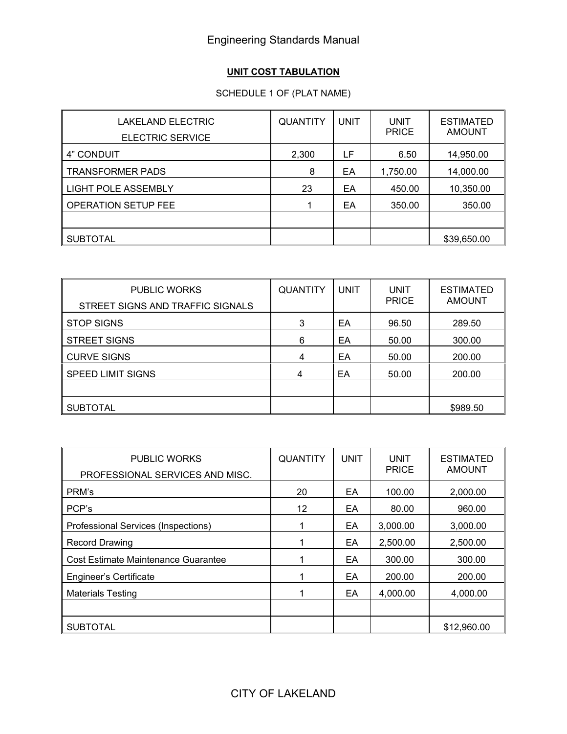**UNIT COST TABULATION**

SCHEDULE 1 OF (PLAT NAME)

| LAKELAND ELECTRIC<br>ELECTRIC SERVICE | QUANTITY | UNIT | UNIT PRICE | ESTIMATED AMOUNT |
|---|---|---|---|---|
| 4" CONDUIT | 2,300 | LF | 6.50 | 14,950.00 |
| TRANSFORMER PADS | 8 | EA | 1,750.00 | 14,000.00 |
| LIGHT POLE ASSEMBLY | 23 | EA | 450.00 | 10,350.00 |
| OPERATION SETUP FEE | 1 | EA | 350.00 | 350.00 |
| | | | | |
| SUBTOTAL | | | | $39,650.00 |

| PUBLIC WORKS<br>STREET SIGNS AND TRAFFIC SIGNALS | QUANTITY | UNIT | UNIT PRICE | ESTIMATED AMOUNT |
|---|---|---|---|---|
| STOP SIGNS | 3 | EA | 96.50 | 289.50 |
| STREET SIGNS | 6 | EA | 50.00 | 300.00 |
| CURVE SIGNS | 4 | EA | 50.00 | 200.00 |
| SPEED LIMIT SIGNS | 4 | EA | 50.00 | 200.00 |
| | | | | |
| SUBTOTAL | | | | $989.50 |

| PUBLIC WORKS<br>PROFESSIONAL SERVICES AND MISC. | QUANTITY | UNIT | UNIT PRICE | ESTIMATED AMOUNT |
|---|---|---|---|---|
| PRM's | 20 | EA | 100.00 | 2,000.00 |
| PCP's | 12 | EA | 80.00 | 960.00 |
| Professional Services (Inspections) | 1 | EA | 3,000.00 | 3,000.00 |
| Record Drawing | 1 | EA | 2,500.00 | 2,500.00 |
| Cost Estimate Maintenance Guarantee | 1 | EA | 300.00 | 300.00 |
| Engineer's Certificate | 1 | EA | 200.00 | 200.00 |
| Materials Testing | 1 | EA | 4,000.00 | 4,000.00 |
| | | | | |
| SUBTOTAL | | | | $12,960.00 |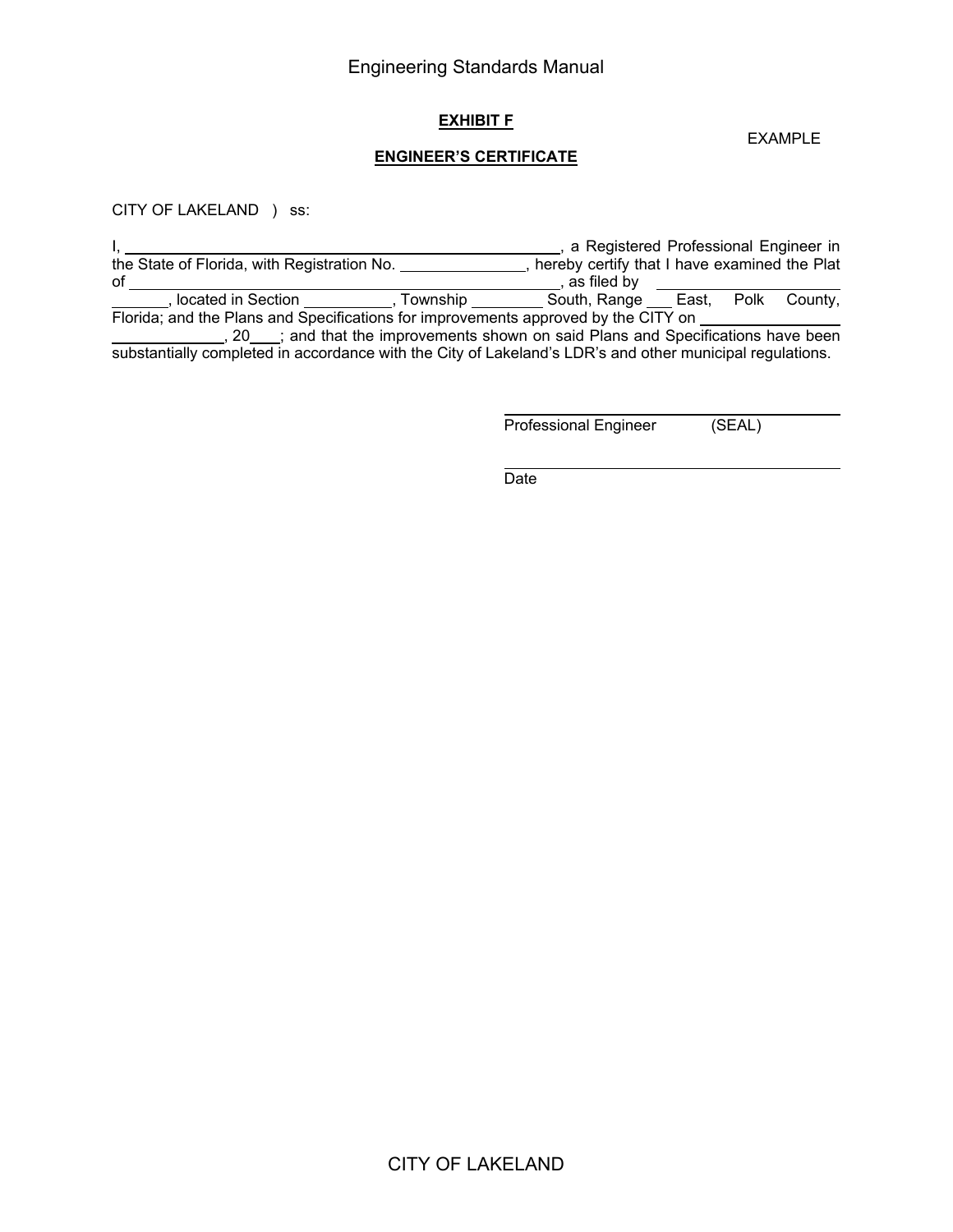**EXHIBIT F**

EXAMPLE

**ENGINEER'S CERTIFICATE**

CITY OF LAKELAND ) ss:

I, \_\_\_\_\_\_\_\_\_\_\_\_\_\_\_\_\_\_\_\_\_\_\_\_\_\_\_\_\_\_\_\_\_\_\_\_\_\_\_\_, a Registered Professional Engineer in the State of Florida, with Registration No. \_\_\_\_\_\_\_\_\_\_\_\_, hereby certify that I have examined the Plat of \_\_\_\_\_\_\_\_\_\_\_\_\_\_\_\_\_\_\_\_\_\_\_\_\_\_\_\_\_\_\_\_\_\_\_\_\_\_\_\_, as filed by \_\_\_\_\_\_\_\_\_\_\_\_\_\_\_\_\_\_\_\_\_\_\_\_, located in Section \_\_\_\_\_\_\_\_\_, Township \_\_\_\_\_\_\_\_ South, Range \_\_\_ East, Polk County, Florida; and the Plans and Specifications for improvements approved by the CITY on \_\_\_\_\_\_\_\_\_\_\_\_\_\_\_\_\_\_\_\_\_\_\_\_\_\_\_, 20\_\_\_; and that the improvements shown on said Plans and Specifications have been substantially completed in accordance with the City of Lakeland's LDR's and other municipal regulations.

\_\_\_\_\_\_\_\_\_\_\_\_\_\_\_\_\_\_\_\_\_\_\_\_\_\_\_\_\_\_\_\_\_\_\_\_
Professional Engineer (SEAL)

\_\_\_\_\_\_\_\_\_\_\_\_\_\_\_\_\_\_\_\_\_\_\_\_\_\_\_\_\_\_\_\_\_\_\_\_
Date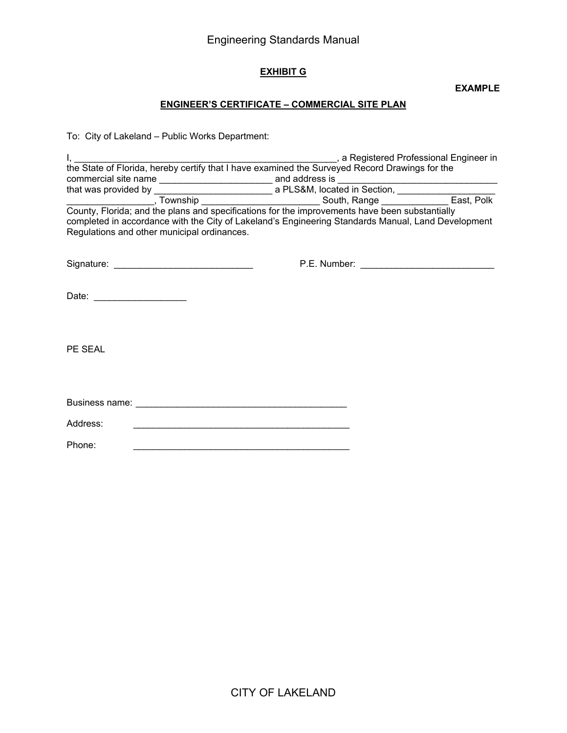## EXHIBIT G

**EXAMPLE**

### ENGINEER'S CERTIFICATE – COMMERCIAL SITE PLAN

To: City of Lakeland – Public Works Department:

I, ______________________________________________________, a Registered Professional Engineer in the State of Florida, hereby certify that I have examined the Surveyed Record Drawings for the commercial site name ______________________ and address is ______________________________ that was provided by ______________________ a PLS&M, located in Section, ___________________ _________________, Township ______________________ South, Range _____________ East, Polk County, Florida; and the plans and specifications for the improvements have been substantially completed in accordance with the City of Lakeland's Engineering Standards Manual, Land Development Regulations and other municipal ordinances.

Signature: ___________________________ P.E. Number: __________________________

Date: __________________

PE SEAL

Business name: __________________________________________

Address: __________________________________________

Phone: __________________________________________